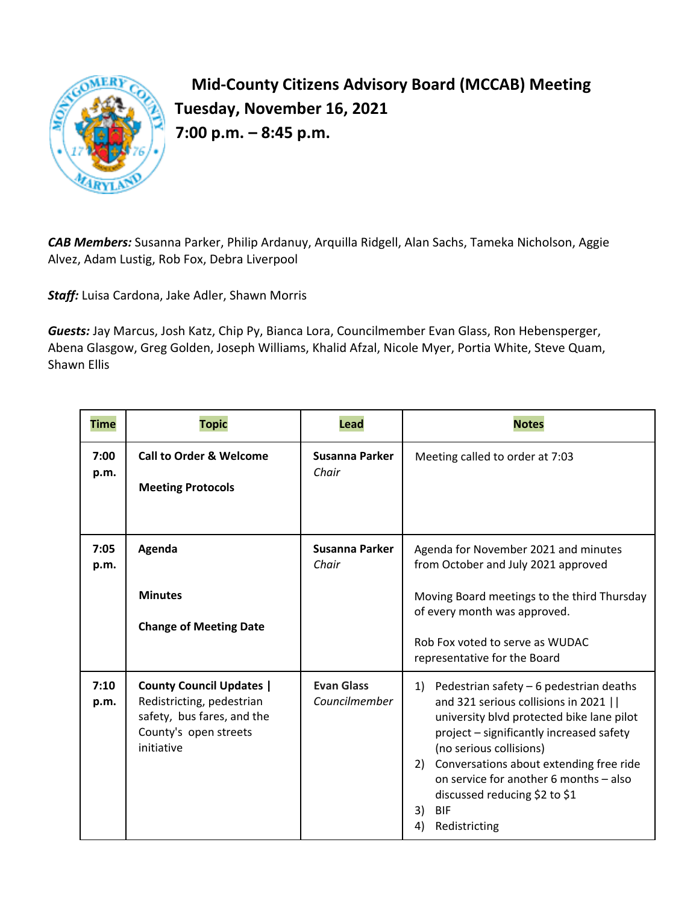# Mid-County Citizens Advisory Board (MCCAB) Meeting

## Tuesday, November 16, 2021

## 7:00 p.m. – 8:45 p.m.

***CAB Members:*** Susanna Parker, Philip Ardanuy, Arquilla Ridgell, Alan Sachs, Tameka Nicholson, Aggie Alvez, Adam Lustig, Rob Fox, Debra Liverpool

***Staff:*** Luisa Cardona, Jake Adler, Shawn Morris

***Guests:*** Jay Marcus, Josh Katz, Chip Py, Bianca Lora, Councilmember Evan Glass, Ron Hebensperger, Abena Glasgow, Greg Golden, Joseph Williams, Khalid Afzal, Nicole Myer, Portia White, Steve Quam, Shawn Ellis

| Time | Topic | Lead | Notes |
|---|---|---|---|
| **7:00 p.m.** | **Call to Order & Welcome**<br><br>**Meeting Protocols** | **Susanna Parker**<br>*Chair* | Meeting called to order at 7:03 |
| **7:05 p.m.** | **Agenda**<br><br>**Minutes**<br><br>**Change of Meeting Date** | **Susanna Parker**<br>*Chair* | Agenda for November 2021 and minutes from October and July 2021 approved<br><br>Moving Board meetings to the third Thursday of every month was approved.<br><br>Rob Fox voted to serve as WUDAC representative for the Board |
| **7:10 p.m.** | **County Council Updates \|** Redistricting, pedestrian safety, bus fares, and the County's open streets initiative | **Evan Glass**<br>*Councilmember* | 1) Pedestrian safety – 6 pedestrian deaths and 321 serious collisions in 2021 \|\| university blvd protected bike lane pilot project – significantly increased safety (no serious collisions)<br>2) Conversations about extending free ride on service for another 6 months – also discussed reducing $2 to $1<br>3) BIF<br>4) Redistricting |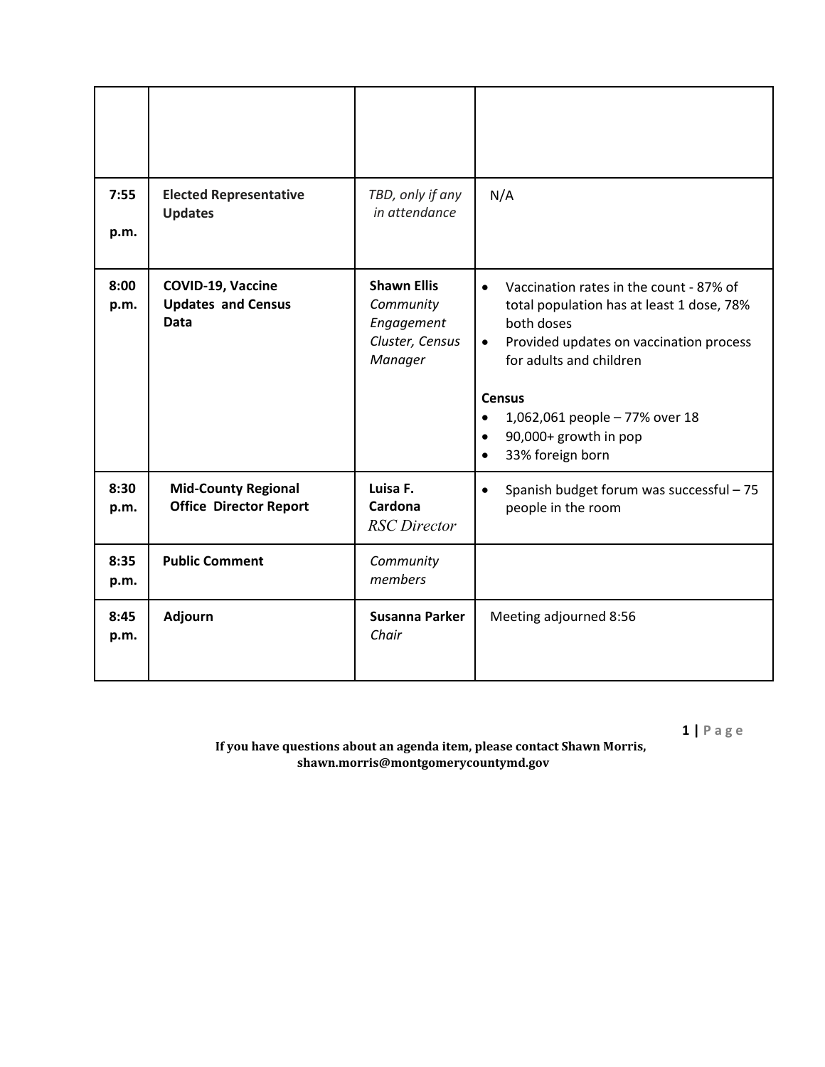| | | | |
|---|---|---|---|
| | | | |
| 7:55 p.m. | **Elected Representative Updates** | *TBD, only if any in attendance* | N/A |
| 8:00 p.m. | **COVID-19, Vaccine Updates and Census Data** | **Shawn Ellis** *Community Engagement Cluster, Census Manager* | • Vaccination rates in the count - 87% of total population has at least 1 dose, 78% both doses<br>• Provided updates on vaccination process for adults and children<br><br>**Census**<br>• 1,062,061 people – 77% over 18<br>• 90,000+ growth in pop<br>• 33% foreign born |
| 8:30 p.m. | **Mid-County Regional Office Director Report** | **Luisa F. Cardona** *RSC Director* | • Spanish budget forum was successful – 75 people in the room |
| 8:35 p.m. | **Public Comment** | *Community members* | |
| 8:45 p.m. | **Adjourn** | **Susanna Parker** *Chair* | Meeting adjourned 8:56 |

**If you have questions about an agenda item, please contact Shawn Morris, shawn.morris@montgomerycountymd.gov**